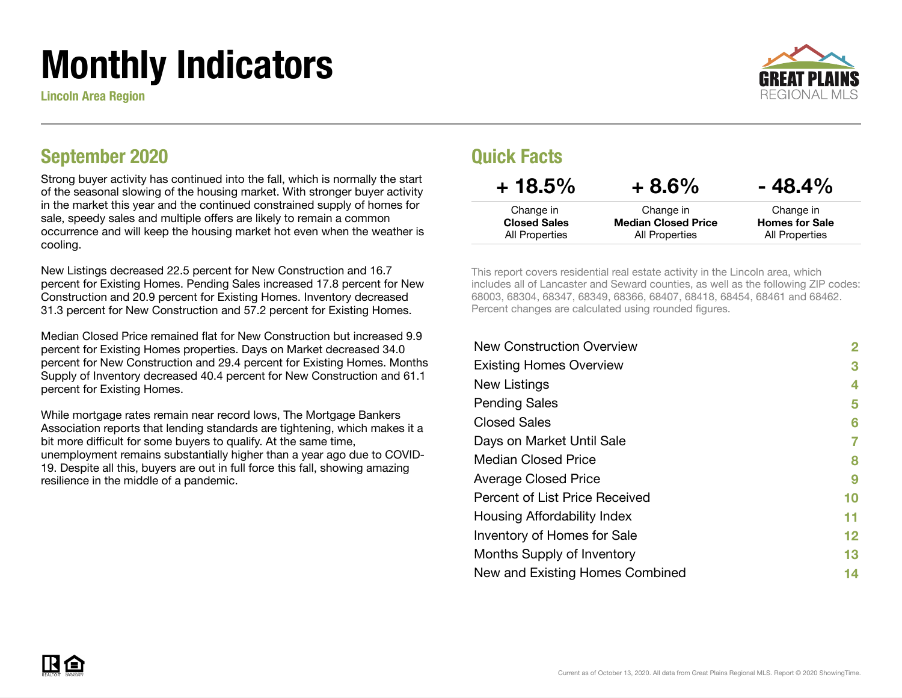# Monthly Indicators

Lincoln Area Region

GREAT PLAINS REGIONAL MLS

## September 2020

Strong buyer activity has continued into the fall, which is normally the start of the seasonal slowing of the housing market. With stronger buyer activity in the market this year and the continued constrained supply of homes for sale, speedy sales and multiple offers are likely to remain a common occurrence and will keep the housing market hot even when the weather is cooling.

New Listings decreased 22.5 percent for New Construction and 16.7 percent for Existing Homes. Pending Sales increased 17.8 percent for New Construction and 20.9 percent for Existing Homes. Inventory decreased 31.3 percent for New Construction and 57.2 percent for Existing Homes.

Median Closed Price remained flat for New Construction but increased 9.9 percent for Existing Homes properties. Days on Market decreased 34.0 percent for New Construction and 29.4 percent for Existing Homes. Months Supply of Inventory decreased 40.4 percent for New Construction and 61.1 percent for Existing Homes.

While mortgage rates remain near record lows, The Mortgage Bankers Association reports that lending standards are tightening, which makes it a bit more difficult for some buyers to qualify. At the same time, unemployment remains substantially higher than a year ago due to COVID-19. Despite all this, buyers are out in full force this fall, showing amazing resilience in the middle of a pandemic.

## Quick Facts

| + 18.5% | + 8.6% | - 48.4% |
|---|---|---|
| Change in **Closed Sales** All Properties | Change in **Median Closed Price** All Properties | Change in **Homes for Sale** All Properties |

This report covers residential real estate activity in the Lincoln area, which includes all of Lancaster and Seward counties, as well as the following ZIP codes: 68003, 68304, 68347, 68349, 68366, 68407, 68418, 68454, 68461 and 68462. Percent changes are calculated using rounded figures.

| | |
|---|---|
| New Construction Overview | 2 |
| Existing Homes Overview | 3 |
| New Listings | 4 |
| Pending Sales | 5 |
| Closed Sales | 6 |
| Days on Market Until Sale | 7 |
| Median Closed Price | 8 |
| Average Closed Price | 9 |
| Percent of List Price Received | 10 |
| Housing Affordability Index | 11 |
| Inventory of Homes for Sale | 12 |
| Months Supply of Inventory | 13 |
| New and Existing Homes Combined | 14 |

Current as of October 13, 2020. All data from Great Plains Regional MLS. Report © 2020 ShowingTime.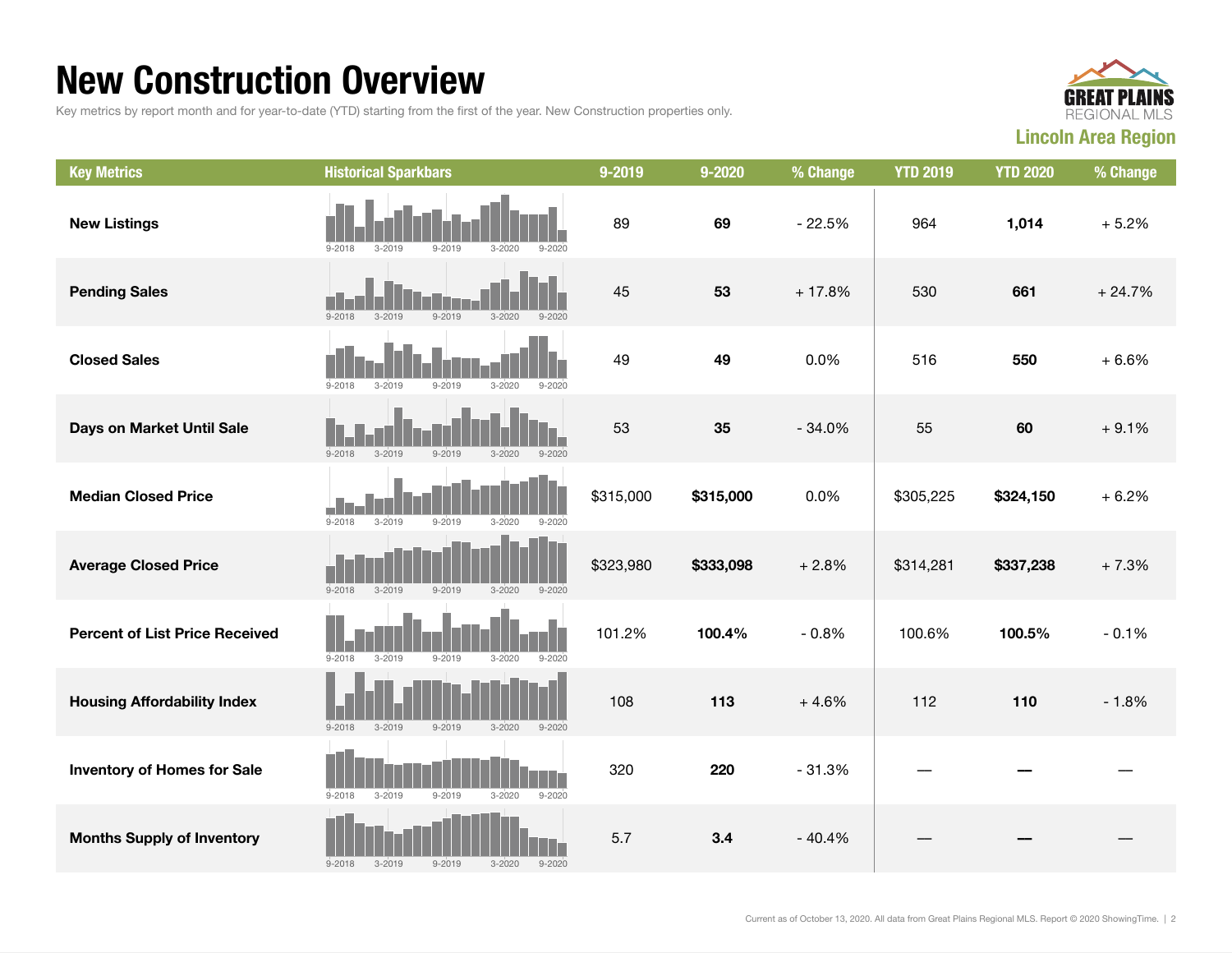# New Construction Overview

Key metrics by report month and for year-to-date (YTD) starting from the first of the year. New Construction properties only.

GREAT PLAINS REGIONAL MLS

**Lincoln Area Region**

| Key Metrics | Historical Sparkbars | 9-2019 | 9-2020 | % Change | YTD 2019 | YTD 2020 | % Change |
|---|---|---|---|---|---|---|---|
| **New Listings** | 9-2018 3-2019 9-2019 3-2020 9-2020 | 89 | **69** | - 22.5% | 964 | **1,014** | + 5.2% |
| **Pending Sales** | 9-2018 3-2019 9-2019 3-2020 9-2020 | 45 | **53** | + 17.8% | 530 | **661** | + 24.7% |
| **Closed Sales** | 9-2018 3-2019 9-2019 3-2020 9-2020 | 49 | **49** | 0.0% | 516 | **550** | + 6.6% |
| **Days on Market Until Sale** | 9-2018 3-2019 9-2019 3-2020 9-2020 | 53 | **35** | - 34.0% | 55 | **60** | + 9.1% |
| **Median Closed Price** | 9-2018 3-2019 9-2019 3-2020 9-2020 | $315,000 | **$315,000** | 0.0% | $305,225 | **$324,150** | + 6.2% |
| **Average Closed Price** | 9-2018 3-2019 9-2019 3-2020 9-2020 | $323,980 | **$333,098** | + 2.8% | $314,281 | **$337,238** | + 7.3% |
| **Percent of List Price Received** | 9-2018 3-2019 9-2019 3-2020 9-2020 | 101.2% | **100.4%** | - 0.8% | 100.6% | **100.5%** | - 0.1% |
| **Housing Affordability Index** | 9-2018 3-2019 9-2019 3-2020 9-2020 | 108 | **113** | + 4.6% | 112 | **110** | - 1.8% |
| **Inventory of Homes for Sale** | 9-2018 3-2019 9-2019 3-2020 9-2020 | 320 | **220** | - 31.3% | — | **—** | — |
| **Months Supply of Inventory** | 9-2018 3-2019 9-2019 3-2020 9-2020 | 5.7 | **3.4** | - 40.4% | — | **—** | — |

Current as of October 13, 2020. All data from Great Plains Regional MLS. Report © 2020 ShowingTime.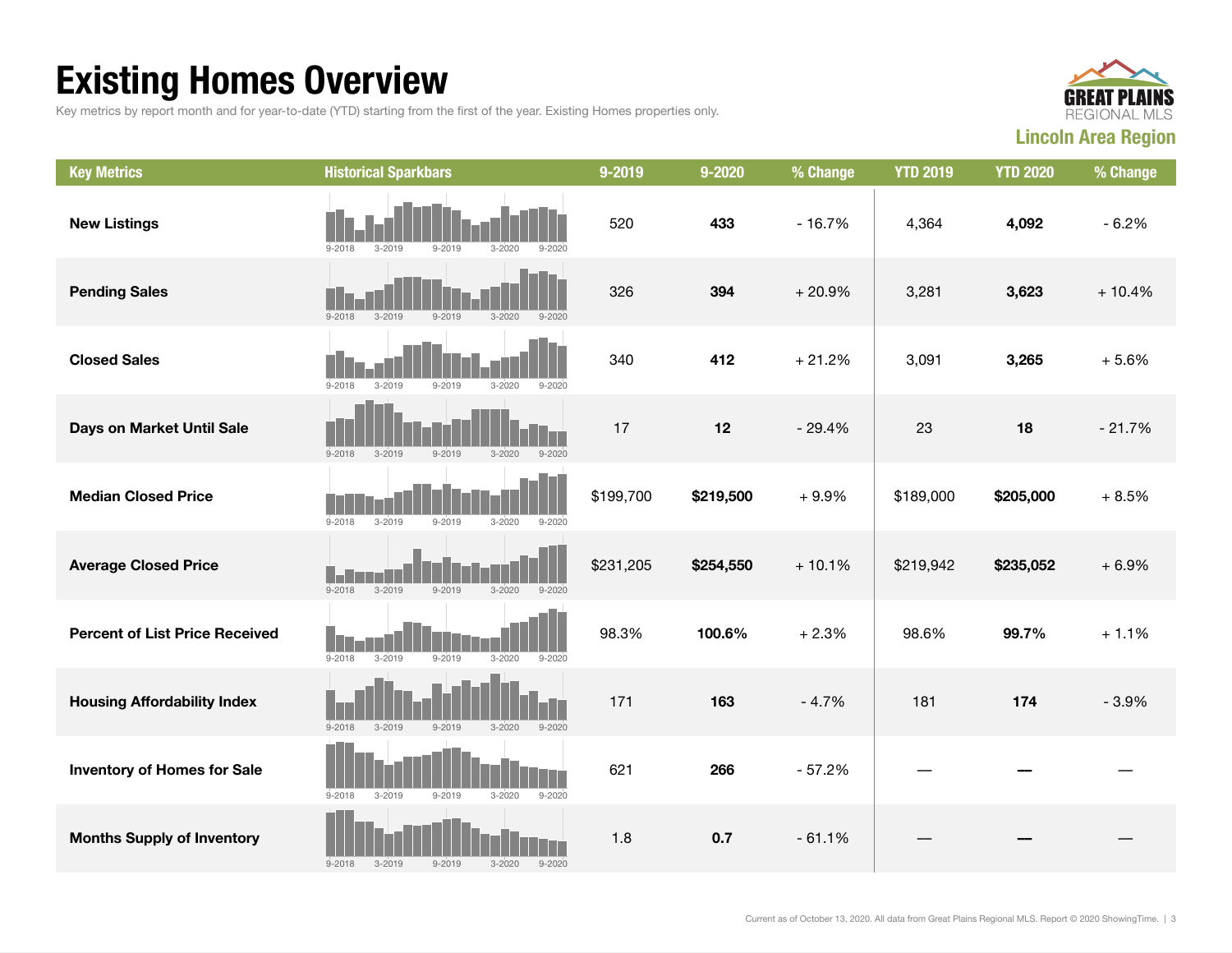# Existing Homes Overview

Key metrics by report month and for year-to-date (YTD) starting from the first of the year. Existing Homes properties only.

**GREAT PLAINS REGIONAL MLS**

**Lincoln Area Region**

| Key Metrics | Historical Sparkbars | 9-2019 | 9-2020 | % Change | YTD 2019 | YTD 2020 | % Change |
|---|---|---|---|---|---|---|---|
| **New Listings** | 9-2018 3-2019 9-2019 3-2020 9-2020 | 520 | **433** | - 16.7% | 4,364 | **4,092** | - 6.2% |
| **Pending Sales** | 9-2018 3-2019 9-2019 3-2020 9-2020 | 326 | **394** | + 20.9% | 3,281 | **3,623** | + 10.4% |
| **Closed Sales** | 9-2018 3-2019 9-2019 3-2020 9-2020 | 340 | **412** | + 21.2% | 3,091 | **3,265** | + 5.6% |
| **Days on Market Until Sale** | 9-2018 3-2019 9-2019 3-2020 9-2020 | 17 | **12** | - 29.4% | 23 | **18** | - 21.7% |
| **Median Closed Price** | 9-2018 3-2019 9-2019 3-2020 9-2020 | $199,700 | **$219,500** | + 9.9% | $189,000 | **$205,000** | + 8.5% |
| **Average Closed Price** | 9-2018 3-2019 9-2019 3-2020 9-2020 | $231,205 | **$254,550** | + 10.1% | $219,942 | **$235,052** | + 6.9% |
| **Percent of List Price Received** | 9-2018 3-2019 9-2019 3-2020 9-2020 | 98.3% | **100.6%** | + 2.3% | 98.6% | **99.7%** | + 1.1% |
| **Housing Affordability Index** | 9-2018 3-2019 9-2019 3-2020 9-2020 | 171 | **163** | - 4.7% | 181 | **174** | - 3.9% |
| **Inventory of Homes for Sale** | 9-2018 3-2019 9-2019 3-2020 9-2020 | 621 | **266** | - 57.2% | — | **—** | — |
| **Months Supply of Inventory** | 9-2018 3-2019 9-2019 3-2020 9-2020 | 1.8 | **0.7** | - 61.1% | — | **—** | — |

Current as of October 13, 2020. All data from Great Plains Regional MLS. Report © 2020 ShowingTime.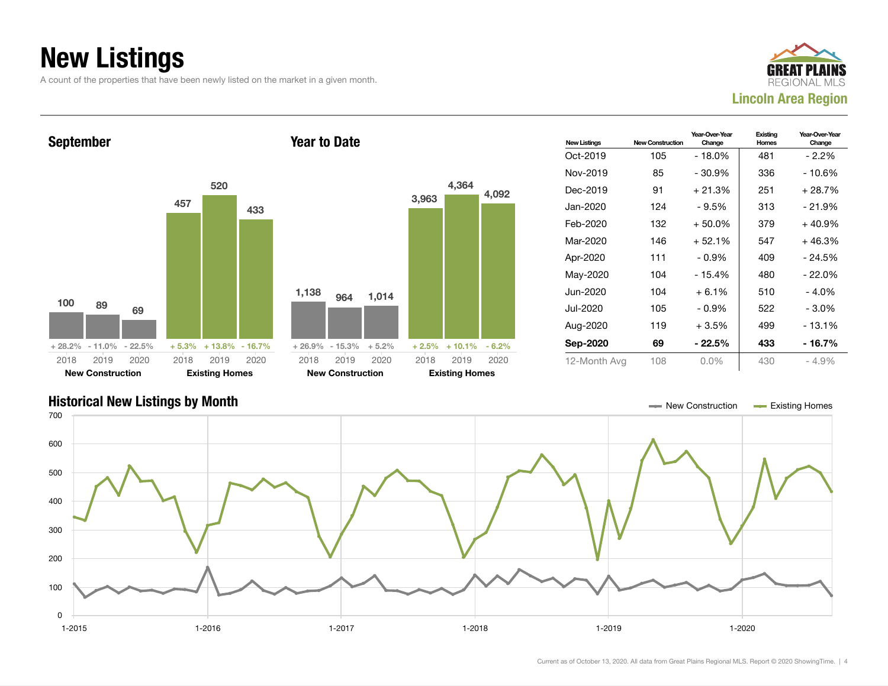# New Listings

A count of the properties that have been newly listed on the market in a given month.

**GREAT PLAINS REGIONAL MLS**
**Lincoln Area Region**

## September

| | 2018 | 2019 | 2020 |
|---|---|---|---|
| New Construction | 100 | 89 | 69 |
| Change | + 28.2% | - 11.0% | - 22.5% |
| Existing Homes | 457 | 520 | 433 |
| Change | + 5.3% | + 13.8% | - 16.7% |

## Year to Date

| | 2018 | 2019 | 2020 |
|---|---|---|---|
| New Construction | 1,138 | 964 | 1,014 |
| Change | + 26.9% | - 15.3% | + 5.2% |
| Existing Homes | 3,963 | 4,364 | 4,092 |
| Change | + 2.5% | + 10.1% | - 6.2% |

| New Listings | New Construction | Year-Over-Year Change | Existing Homes | Year-Over-Year Change |
|---|---|---|---|---|
| Oct-2019 | 105 | - 18.0% | 481 | - 2.2% |
| Nov-2019 | 85 | - 30.9% | 336 | - 10.6% |
| Dec-2019 | 91 | + 21.3% | 251 | + 28.7% |
| Jan-2020 | 124 | - 9.5% | 313 | - 21.9% |
| Feb-2020 | 132 | + 50.0% | 379 | + 40.9% |
| Mar-2020 | 146 | + 52.1% | 547 | + 46.3% |
| Apr-2020 | 111 | - 0.9% | 409 | - 24.5% |
| May-2020 | 104 | - 15.4% | 480 | - 22.0% |
| Jun-2020 | 104 | + 6.1% | 510 | - 4.0% |
| Jul-2020 | 105 | - 0.9% | 522 | - 3.0% |
| Aug-2020 | 119 | + 3.5% | 499 | - 13.1% |
| **Sep-2020** | **69** | **- 22.5%** | **433** | **- 16.7%** |
| 12-Month Avg | 108 | 0.0% | 430 | - 4.9% |

## Historical New Listings by Month

New Construction — Existing Homes

Current as of October 13, 2020. All data from Great Plains Regional MLS. Report © 2020 ShowingTime.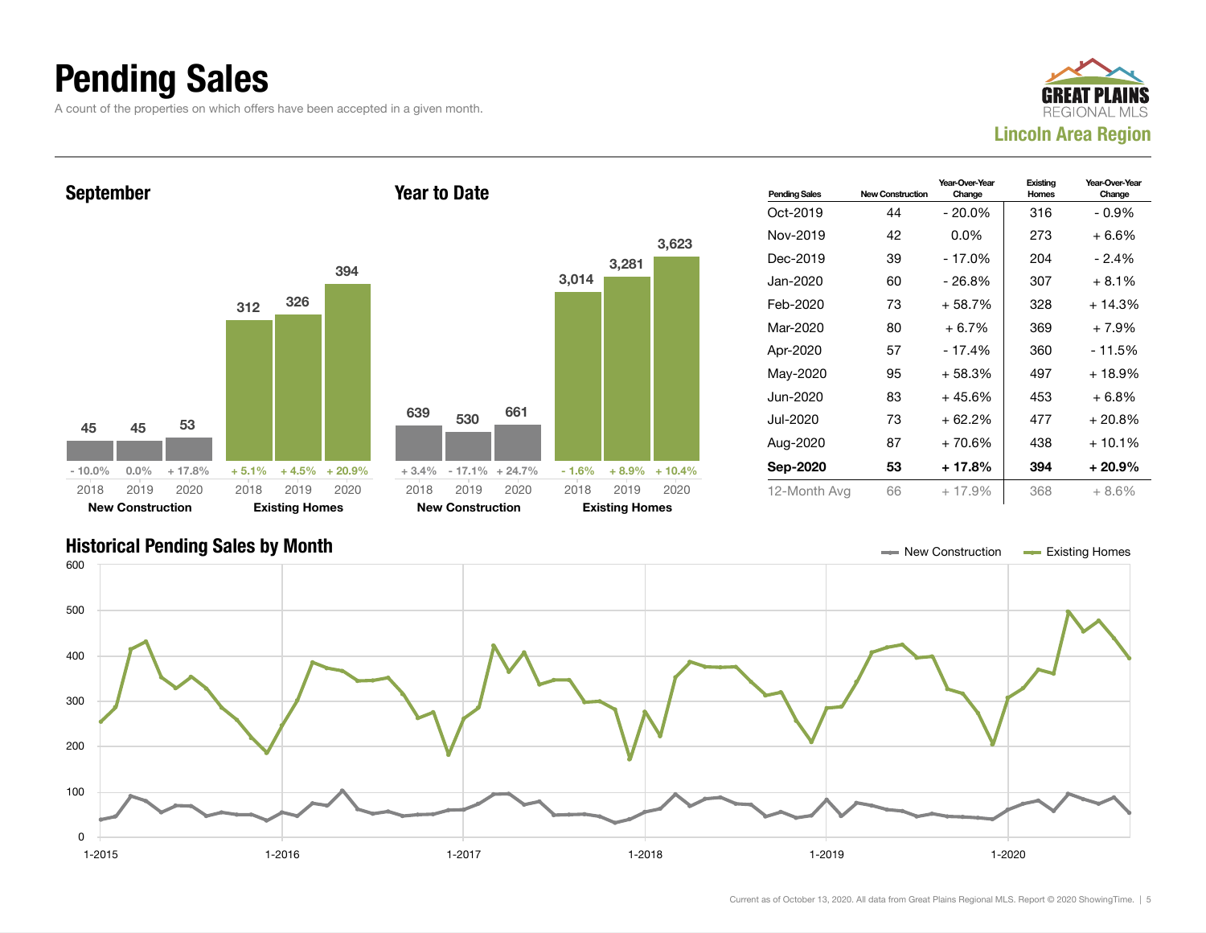# Pending Sales

A count of the properties on which offers have been accepted in a given month.

Lincoln Area Region

### September

| | 2018 | 2019 | 2020 |
|---|---|---|---|
| New Construction | 45 | 45 | 53 |
| Change | - 10.0% | 0.0% | + 17.8% |
| Existing Homes | 312 | 326 | 394 |
| Change | + 5.1% | + 4.5% | + 20.9% |

### Year to Date

| | 2018 | 2019 | 2020 |
|---|---|---|---|
| New Construction | 639 | 530 | 661 |
| Change | + 3.4% | - 17.1% | + 24.7% |
| Existing Homes | 3,014 | 3,281 | 3,623 |
| Change | - 1.6% | + 8.9% | + 10.4% |

| Pending Sales | New Construction | Year-Over-Year Change | Existing Homes | Year-Over-Year Change |
|---|---|---|---|---|
| Oct-2019 | 44 | - 20.0% | 316 | - 0.9% |
| Nov-2019 | 42 | 0.0% | 273 | + 6.6% |
| Dec-2019 | 39 | - 17.0% | 204 | - 2.4% |
| Jan-2020 | 60 | - 26.8% | 307 | + 8.1% |
| Feb-2020 | 73 | + 58.7% | 328 | + 14.3% |
| Mar-2020 | 80 | + 6.7% | 369 | + 7.9% |
| Apr-2020 | 57 | - 17.4% | 360 | - 11.5% |
| May-2020 | 95 | + 58.3% | 497 | + 18.9% |
| Jun-2020 | 83 | + 45.6% | 453 | + 6.8% |
| Jul-2020 | 73 | + 62.2% | 477 | + 20.8% |
| Aug-2020 | 87 | + 70.6% | 438 | + 10.1% |
| **Sep-2020** | **53** | **+ 17.8%** | **394** | **+ 20.9%** |
| 12-Month Avg | 66 | + 17.9% | 368 | + 8.6% |

### Historical Pending Sales by Month

New Construction — Existing Homes

Current as of October 13, 2020. All data from Great Plains Regional MLS. Report © 2020 ShowingTime.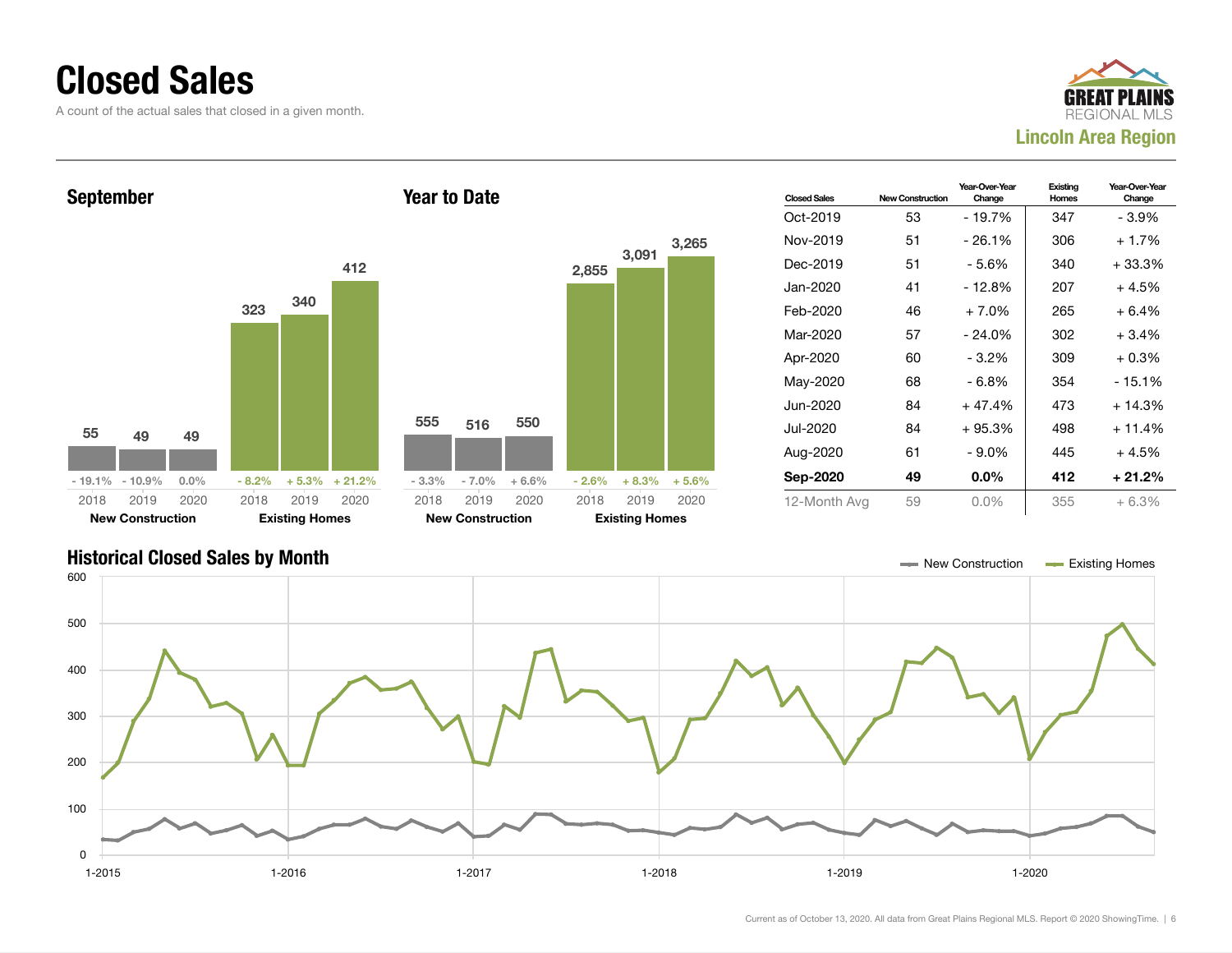# Closed Sales

A count of the actual sales that closed in a given month.

GREAT PLAINS REGIONAL MLS
**Lincoln Area Region**

## September

| | 2018 | 2019 | 2020 |
|---|---|---|---|
| New Construction | 55 | 49 | 49 |
| Change | - 19.1% | - 10.9% | 0.0% |
| Existing Homes | 323 | 340 | 412 |
| Change | - 8.2% | + 5.3% | + 21.2% |

## Year to Date

| | 2018 | 2019 | 2020 |
|---|---|---|---|
| New Construction | 555 | 516 | 550 |
| Change | - 3.3% | - 7.0% | + 6.6% |
| Existing Homes | 2,855 | 3,091 | 3,265 |
| Change | - 2.6% | + 8.3% | + 5.6% |

| Closed Sales | New Construction | Year-Over-Year Change | Existing Homes | Year-Over-Year Change |
|---|---|---|---|---|
| Oct-2019 | 53 | - 19.7% | 347 | - 3.9% |
| Nov-2019 | 51 | - 26.1% | 306 | + 1.7% |
| Dec-2019 | 51 | - 5.6% | 340 | + 33.3% |
| Jan-2020 | 41 | - 12.8% | 207 | + 4.5% |
| Feb-2020 | 46 | + 7.0% | 265 | + 6.4% |
| Mar-2020 | 57 | - 24.0% | 302 | + 3.4% |
| Apr-2020 | 60 | - 3.2% | 309 | + 0.3% |
| May-2020 | 68 | - 6.8% | 354 | - 15.1% |
| Jun-2020 | 84 | + 47.4% | 473 | + 14.3% |
| Jul-2020 | 84 | + 95.3% | 498 | + 11.4% |
| Aug-2020 | 61 | - 9.0% | 445 | + 4.5% |
| **Sep-2020** | **49** | **0.0%** | **412** | **+ 21.2%** |
| 12-Month Avg | 59 | 0.0% | 355 | + 6.3% |

## Historical Closed Sales by Month

New Construction | Existing Homes

Current as of October 13, 2020. All data from Great Plains Regional MLS. Report © 2020 ShowingTime.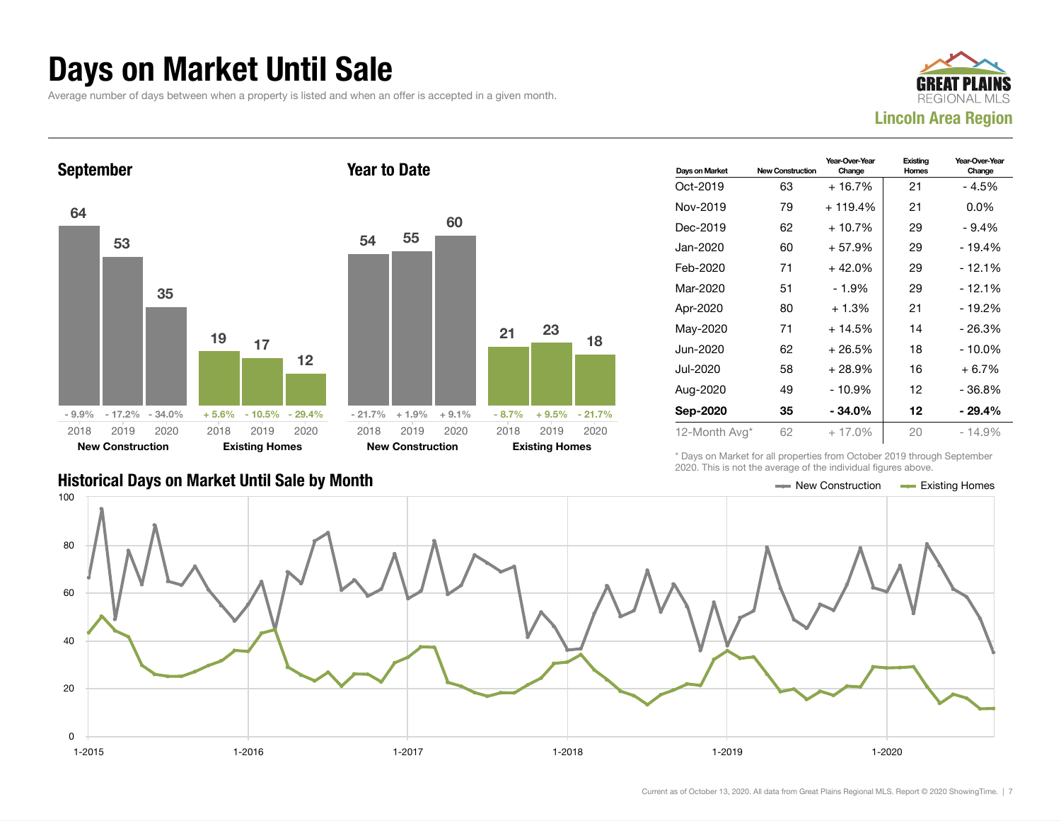# Days on Market Until Sale

Average number of days between when a property is listed and when an offer is accepted in a given month.

GREAT PLAINS REGIONAL MLS
**Lincoln Area Region**

## September

| | 2018 | 2019 | 2020 |
|---|---|---|---|
| New Construction | 64 | 53 | 35 |
| Change | - 9.9% | - 17.2% | - 34.0% |
| Existing Homes | 19 | 17 | 12 |
| Change | + 5.6% | - 10.5% | - 29.4% |

## Year to Date

| | 2018 | 2019 | 2020 |
|---|---|---|---|
| New Construction | 54 | 55 | 60 |
| Change | - 21.7% | + 1.9% | + 9.1% |
| Existing Homes | 21 | 23 | 18 |
| Change | - 8.7% | + 9.5% | - 21.7% |

| Days on Market | New Construction | Year-Over-Year Change | Existing Homes | Year-Over-Year Change |
|---|---|---|---|---|
| Oct-2019 | 63 | + 16.7% | 21 | - 4.5% |
| Nov-2019 | 79 | + 119.4% | 21 | 0.0% |
| Dec-2019 | 62 | + 10.7% | 29 | - 9.4% |
| Jan-2020 | 60 | + 57.9% | 29 | - 19.4% |
| Feb-2020 | 71 | + 42.0% | 29 | - 12.1% |
| Mar-2020 | 51 | - 1.9% | 29 | - 12.1% |
| Apr-2020 | 80 | + 1.3% | 21 | - 19.2% |
| May-2020 | 71 | + 14.5% | 14 | - 26.3% |
| Jun-2020 | 62 | + 26.5% | 18 | - 10.0% |
| Jul-2020 | 58 | + 28.9% | 16 | + 6.7% |
| Aug-2020 | 49 | - 10.9% | 12 | - 36.8% |
| **Sep-2020** | **35** | **- 34.0%** | **12** | **- 29.4%** |
| 12-Month Avg* | 62 | + 17.0% | 20 | - 14.9% |

\* Days on Market for all properties from October 2019 through September 2020. This is not the average of the individual figures above.

## Historical Days on Market Until Sale by Month

Legend: New Construction, Existing Homes

Current as of October 13, 2020. All data from Great Plains Regional MLS. Report © 2020 ShowingTime.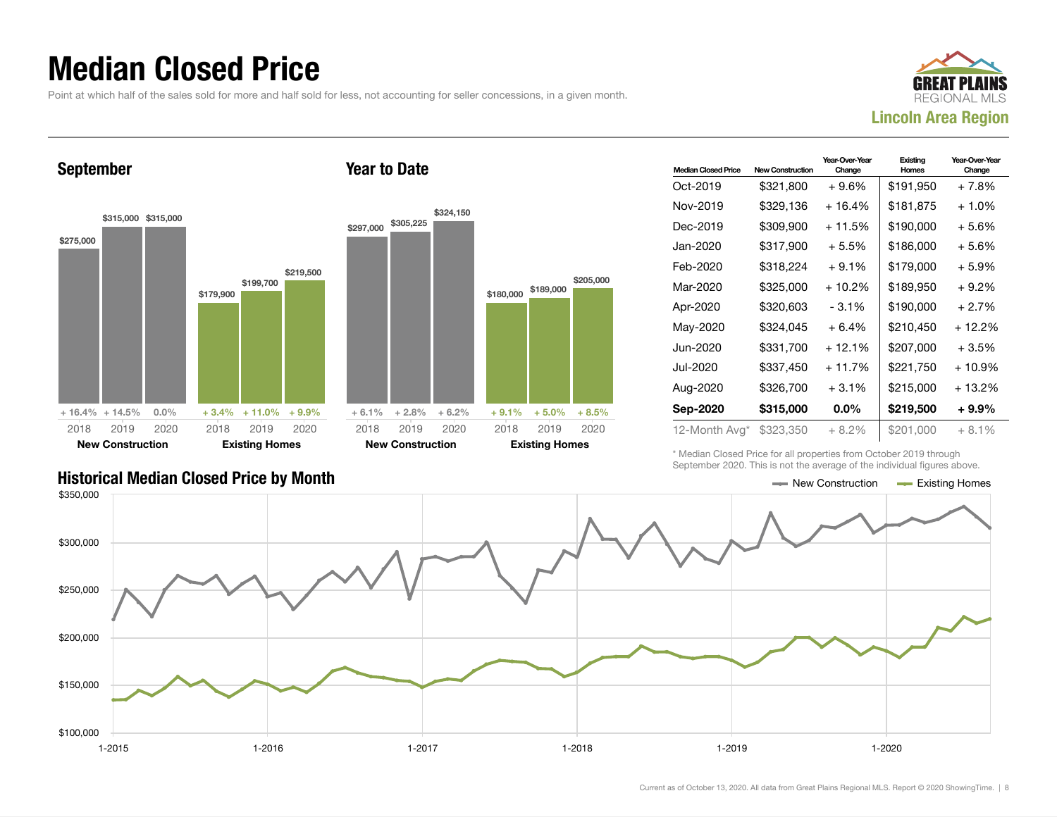# Median Closed Price

Point at which half of the sales sold for more and half sold for less, not accounting for seller concessions, in a given month.

**Lincoln Area Region**

## September

| | 2018 | 2019 | 2020 |
|---|---|---|---|
| New Construction | $275,000 | $315,000 | $315,000 |
| Change | + 16.4% | + 14.5% | 0.0% |
| Existing Homes | $179,900 | $199,700 | $219,500 |
| Change | + 3.4% | + 11.0% | + 9.9% |

## Year to Date

| | 2018 | 2019 | 2020 |
|---|---|---|---|
| New Construction | $297,000 | $305,225 | $324,150 |
| Change | + 6.1% | + 2.8% | + 6.2% |
| Existing Homes | $180,000 | $189,000 | $205,000 |
| Change | + 9.1% | + 5.0% | + 8.5% |

| Median Closed Price | New Construction | Year-Over-Year Change | Existing Homes | Year-Over-Year Change |
|---|---|---|---|---|
| Oct-2019 | $321,800 | + 9.6% | $191,950 | + 7.8% |
| Nov-2019 | $329,136 | + 16.4% | $181,875 | + 1.0% |
| Dec-2019 | $309,900 | + 11.5% | $190,000 | + 5.6% |
| Jan-2020 | $317,900 | + 5.5% | $186,000 | + 5.6% |
| Feb-2020 | $318,224 | + 9.1% | $179,000 | + 5.9% |
| Mar-2020 | $325,000 | + 10.2% | $189,950 | + 9.2% |
| Apr-2020 | $320,603 | - 3.1% | $190,000 | + 2.7% |
| May-2020 | $324,045 | + 6.4% | $210,450 | + 12.2% |
| Jun-2020 | $331,700 | + 12.1% | $207,000 | + 3.5% |
| Jul-2020 | $337,450 | + 11.7% | $221,750 | + 10.9% |
| Aug-2020 | $326,700 | + 3.1% | $215,000 | + 13.2% |
| **Sep-2020** | **$315,000** | **0.0%** | **$219,500** | **+ 9.9%** |
| 12-Month Avg* | $323,350 | + 8.2% | $201,000 | + 8.1% |

\* Median Closed Price for all properties from October 2019 through September 2020. This is not the average of the individual figures above.

## Historical Median Closed Price by Month

New Construction — Existing Homes

Current as of October 13, 2020. All data from Great Plains Regional MLS. Report © 2020 ShowingTime.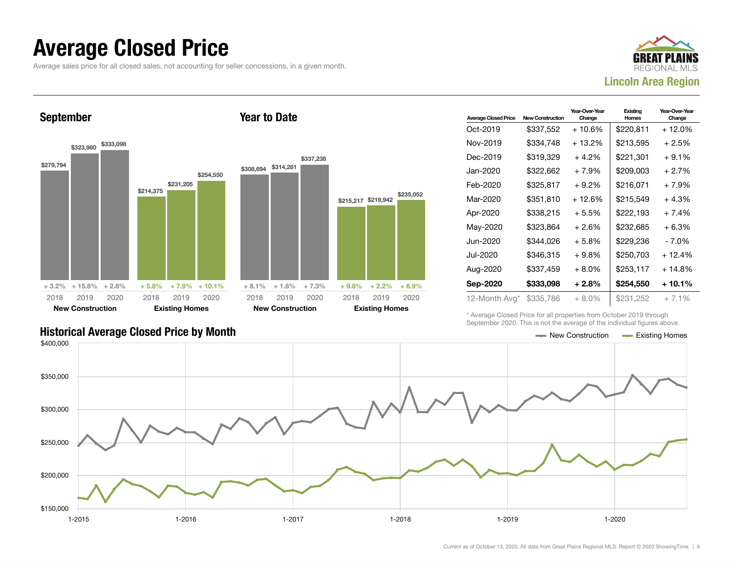# Average Closed Price

Average sales price for all closed sales, not accounting for seller concessions, in a given month.

GREAT PLAINS REGIONAL MLS
**Lincoln Area Region**

### September

| | 2018 | 2019 | 2020 |
|---|---|---|---|
| New Construction | $279,794 | $323,980 | $333,098 |
| Change | + 3.2% | + 15.8% | + 2.8% |
| Existing Homes | $214,375 | $231,205 | $254,550 |
| Change | + 5.8% | + 7.9% | + 10.1% |

### Year to Date

| | 2018 | 2019 | 2020 |
|---|---|---|---|
| New Construction | $308,694 | $314,281 | $337,238 |
| Change | + 8.1% | + 1.8% | + 7.3% |
| Existing Homes | $215,217 | $219,942 | $235,052 |
| Change | + 9.8% | + 2.2% | + 6.9% |

| Average Closed Price | New Construction | Year-Over-Year Change | Existing Homes | Year-Over-Year Change |
|---|---|---|---|---|
| Oct-2019 | $337,552 | + 10.6% | $220,811 | + 12.0% |
| Nov-2019 | $334,748 | + 13.2% | $213,595 | + 2.5% |
| Dec-2019 | $319,329 | + 4.2% | $221,301 | + 9.1% |
| Jan-2020 | $322,662 | + 7.9% | $209,003 | + 2.7% |
| Feb-2020 | $325,817 | + 9.2% | $216,071 | + 7.9% |
| Mar-2020 | $351,810 | + 12.6% | $215,549 | + 4.3% |
| Apr-2020 | $338,215 | + 5.5% | $222,193 | + 7.4% |
| May-2020 | $323,864 | + 2.6% | $232,685 | + 6.3% |
| Jun-2020 | $344,026 | + 5.8% | $229,236 | - 7.0% |
| Jul-2020 | $346,315 | + 9.8% | $250,703 | + 12.4% |
| Aug-2020 | $337,459 | + 8.0% | $253,117 | + 14.8% |
| **Sep-2020** | **$333,098** | **+ 2.8%** | **$254,550** | **+ 10.1%** |
| 12-Month Avg* | $335,786 | + 8.0% | $231,252 | + 7.1% |

\* Average Closed Price for all properties from October 2019 through September 2020. This is not the average of the individual figures above.

### Historical Average Closed Price by Month

New Construction — Existing Homes

$400,000 · $350,000 · $300,000 · $250,000 · $200,000 · $150,000

1-2015 · 1-2016 · 1-2017 · 1-2018 · 1-2019 · 1-2020

Current as of October 13, 2020. All data from Great Plains Regional MLS. Report © 2020 ShowingTime.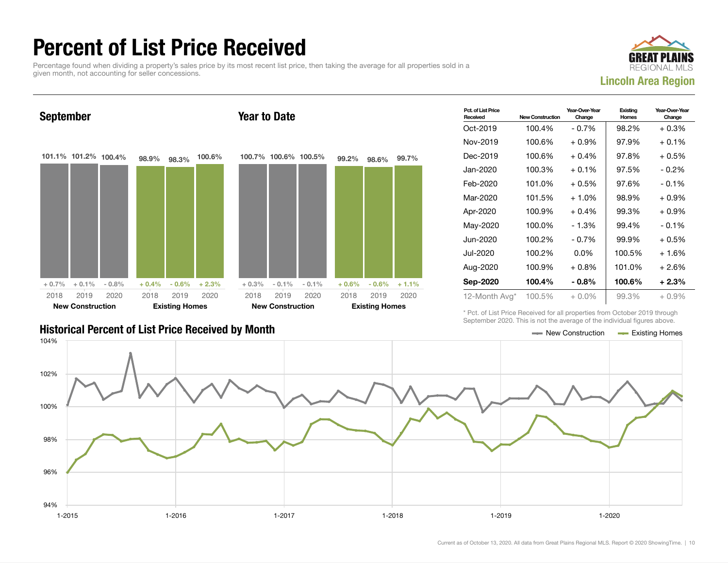# Percent of List Price Received

Percentage found when dividing a property's sales price by its most recent list price, then taking the average for all properties sold in a given month, not accounting for seller concessions.

GREAT PLAINS REGIONAL MLS
**Lincoln Area Region**

## September

| | 2018 | 2019 | 2020 |
|---|---|---|---|
| **New Construction** | 101.1% (+ 0.7%) | 101.2% (+ 0.1%) | 100.4% (- 0.8%) |
| **Existing Homes** | 98.9% (+ 0.4%) | 98.3% (- 0.6%) | 100.6% (+ 2.3%) |

## Year to Date

| | 2018 | 2019 | 2020 |
|---|---|---|---|
| **New Construction** | 100.7% (+ 0.3%) | 100.6% (- 0.1%) | 100.5% (- 0.1%) |
| **Existing Homes** | 99.2% (+ 0.6%) | 98.6% (- 0.6%) | 99.7% (+ 1.1%) |

| Pct. of List Price Received | New Construction | Year-Over-Year Change | Existing Homes | Year-Over-Year Change |
|---|---|---|---|---|
| Oct-2019 | 100.4% | - 0.7% | 98.2% | + 0.3% |
| Nov-2019 | 100.6% | + 0.9% | 97.9% | + 0.1% |
| Dec-2019 | 100.6% | + 0.4% | 97.8% | + 0.5% |
| Jan-2020 | 100.3% | + 0.1% | 97.5% | - 0.2% |
| Feb-2020 | 101.0% | + 0.5% | 97.6% | - 0.1% |
| Mar-2020 | 101.5% | + 1.0% | 98.9% | + 0.9% |
| Apr-2020 | 100.9% | + 0.4% | 99.3% | + 0.9% |
| May-2020 | 100.0% | - 1.3% | 99.4% | - 0.1% |
| Jun-2020 | 100.2% | - 0.7% | 99.9% | + 0.5% |
| Jul-2020 | 100.2% | 0.0% | 100.5% | + 1.6% |
| Aug-2020 | 100.9% | + 0.8% | 101.0% | + 2.6% |
| **Sep-2020** | **100.4%** | **- 0.8%** | **100.6%** | **+ 2.3%** |
| 12-Month Avg* | 100.5% | + 0.0% | 99.3% | + 0.9% |

\* Pct. of List Price Received for all properties from October 2019 through September 2020. This is not the average of the individual figures above.

## Historical Percent of List Price Received by Month

New Construction — Existing Homes

(Line chart, 94%–104%, 1-2015 through 2020)

Current as of October 13, 2020. All data from Great Plains Regional MLS. Report © 2020 ShowingTime.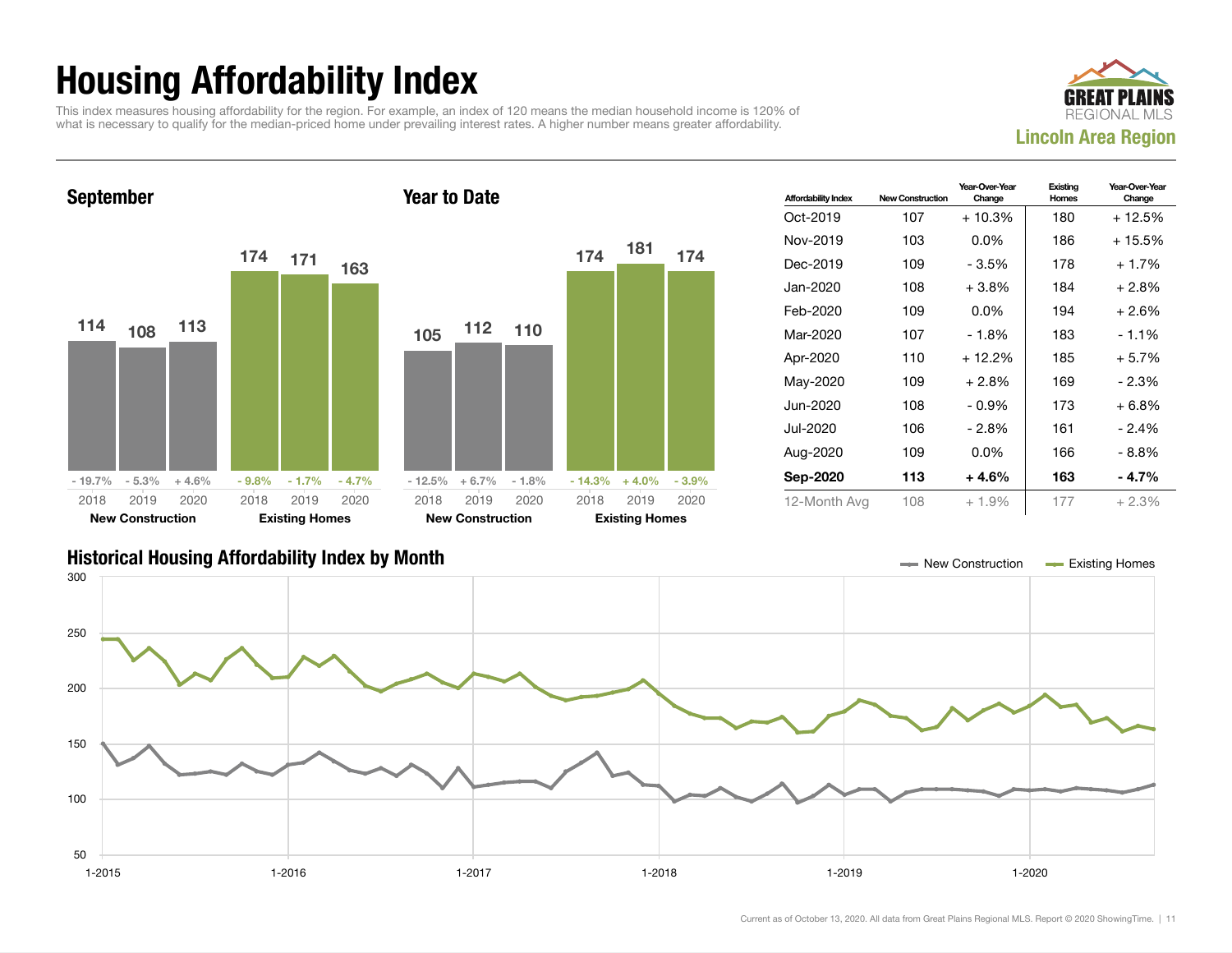# Housing Affordability Index

This index measures housing affordability for the region. For example, an index of 120 means the median household income is 120% of what is necessary to qualify for the median-priced home under prevailing interest rates. A higher number means greater affordability.

**GREAT PLAINS** REGIONAL MLS

**Lincoln Area Region**

## September

| | 2018 | 2019 | 2020 |
|---|---|---|---|
| New Construction | 114 | 108 | 113 |
| Change | - 19.7% | - 5.3% | + 4.6% |
| Existing Homes | 174 | 171 | 163 |
| Change | - 9.8% | - 1.7% | - 4.7% |

## Year to Date

| | 2018 | 2019 | 2020 |
|---|---|---|---|
| New Construction | 105 | 112 | 110 |
| Change | - 12.5% | + 6.7% | - 1.8% |
| Existing Homes | 174 | 181 | 174 |
| Change | - 14.3% | + 4.0% | - 3.9% |

| Affordability Index | New Construction | Year-Over-Year Change | Existing Homes | Year-Over-Year Change |
|---|---|---|---|---|
| Oct-2019 | 107 | + 10.3% | 180 | + 12.5% |
| Nov-2019 | 103 | 0.0% | 186 | + 15.5% |
| Dec-2019 | 109 | - 3.5% | 178 | + 1.7% |
| Jan-2020 | 108 | + 3.8% | 184 | + 2.8% |
| Feb-2020 | 109 | 0.0% | 194 | + 2.6% |
| Mar-2020 | 107 | - 1.8% | 183 | - 1.1% |
| Apr-2020 | 110 | + 12.2% | 185 | + 5.7% |
| May-2020 | 109 | + 2.8% | 169 | - 2.3% |
| Jun-2020 | 108 | - 0.9% | 173 | + 6.8% |
| Jul-2020 | 106 | - 2.8% | 161 | - 2.4% |
| Aug-2020 | 109 | 0.0% | 166 | - 8.8% |
| **Sep-2020** | **113** | **+ 4.6%** | **163** | **- 4.7%** |
| 12-Month Avg | 108 | + 1.9% | 177 | + 2.3% |

## Historical Housing Affordability Index by Month

New Construction — Existing Homes

Current as of October 13, 2020. All data from Great Plains Regional MLS. Report © 2020 ShowingTime.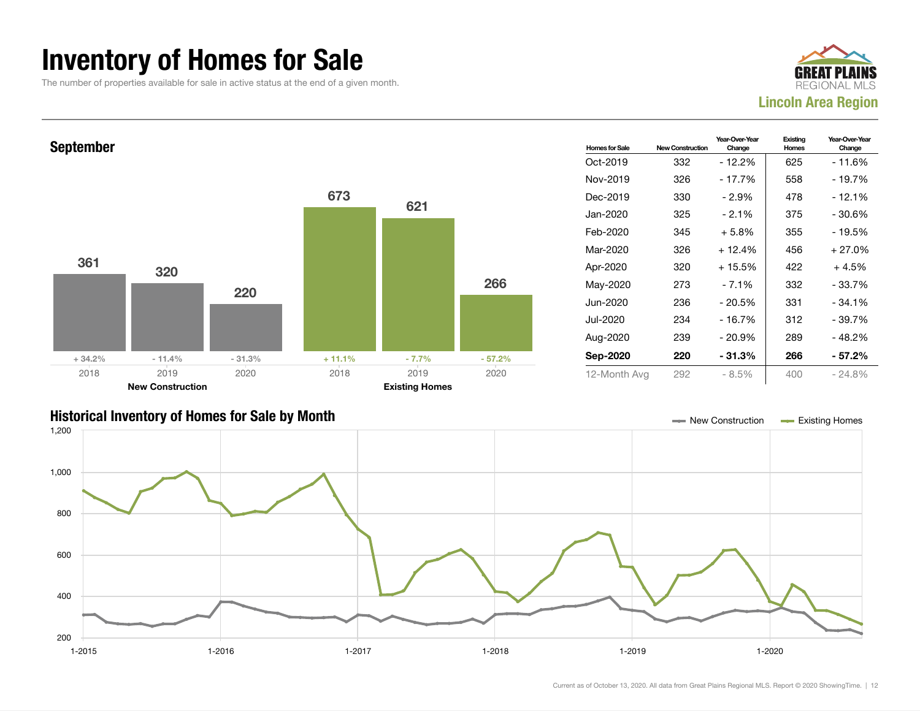# Inventory of Homes for Sale

The number of properties available for sale in active status at the end of a given month.

**GREAT PLAINS** REGIONAL MLS

**Lincoln Area Region**

## September

| | 2018 | 2019 | 2020 |
|---|---|---|---|
| New Construction | 361 (+ 34.2%) | 320 (- 11.4%) | 220 (- 31.3%) |
| Existing Homes | 673 (+ 11.1%) | 621 (- 7.7%) | 266 (- 57.2%) |

| Homes for Sale | New Construction | Year-Over-Year Change | Existing Homes | Year-Over-Year Change |
|---|---|---|---|---|
| Oct-2019 | 332 | - 12.2% | 625 | - 11.6% |
| Nov-2019 | 326 | - 17.7% | 558 | - 19.7% |
| Dec-2019 | 330 | - 2.9% | 478 | - 12.1% |
| Jan-2020 | 325 | - 2.1% | 375 | - 30.6% |
| Feb-2020 | 345 | + 5.8% | 355 | - 19.5% |
| Mar-2020 | 326 | + 12.4% | 456 | + 27.0% |
| Apr-2020 | 320 | + 15.5% | 422 | + 4.5% |
| May-2020 | 273 | - 7.1% | 332 | - 33.7% |
| Jun-2020 | 236 | - 20.5% | 331 | - 34.1% |
| Jul-2020 | 234 | - 16.7% | 312 | - 39.7% |
| Aug-2020 | 239 | - 20.9% | 289 | - 48.2% |
| **Sep-2020** | **220** | **- 31.3%** | **266** | **- 57.2%** |
| 12-Month Avg | 292 | - 8.5% | 400 | - 24.8% |

## Historical Inventory of Homes for Sale by Month

Current as of October 13, 2020. All data from Great Plains Regional MLS. Report © 2020 ShowingTime.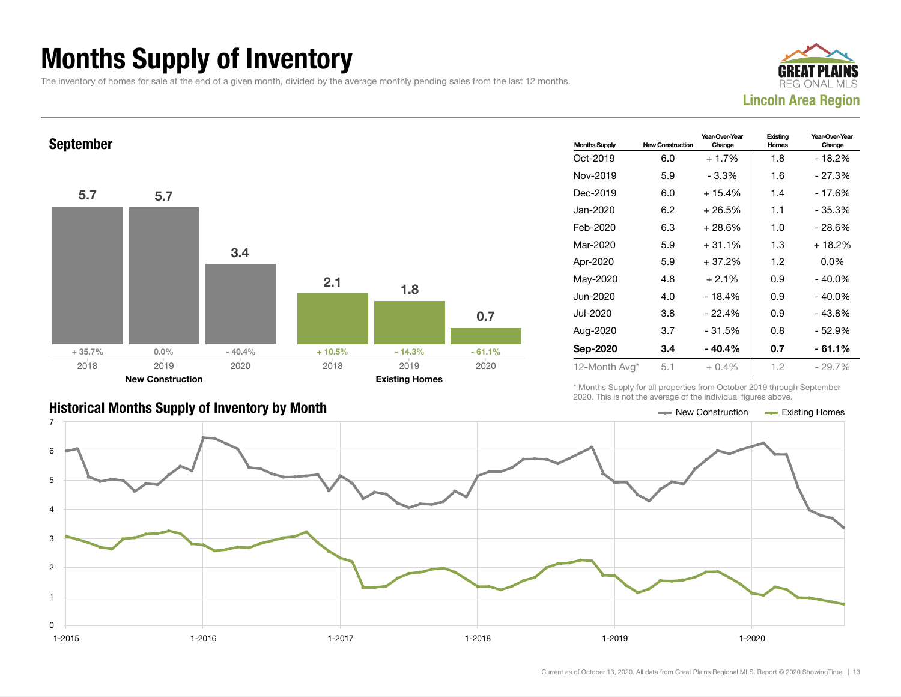# Months Supply of Inventory

The inventory of homes for sale at the end of a given month, divided by the average monthly pending sales from the last 12 months.

**Lincoln Area Region**

## September

| | 2018 | 2019 | 2020 |
|---|---|---|---|
| **New Construction** | 5.7 (+ 35.7%) | 5.7 (0.0%) | 3.4 (- 40.4%) |
| **Existing Homes** | 2.1 (+ 10.5%) | 1.8 (- 14.3%) | 0.7 (- 61.1%) |

| Months Supply | New Construction | Year-Over-Year Change | Existing Homes | Year-Over-Year Change |
|---|---|---|---|---|
| Oct-2019 | 6.0 | + 1.7% | 1.8 | - 18.2% |
| Nov-2019 | 5.9 | - 3.3% | 1.6 | - 27.3% |
| Dec-2019 | 6.0 | + 15.4% | 1.4 | - 17.6% |
| Jan-2020 | 6.2 | + 26.5% | 1.1 | - 35.3% |
| Feb-2020 | 6.3 | + 28.6% | 1.0 | - 28.6% |
| Mar-2020 | 5.9 | + 31.1% | 1.3 | + 18.2% |
| Apr-2020 | 5.9 | + 37.2% | 1.2 | 0.0% |
| May-2020 | 4.8 | + 2.1% | 0.9 | - 40.0% |
| Jun-2020 | 4.0 | - 18.4% | 0.9 | - 40.0% |
| Jul-2020 | 3.8 | - 22.4% | 0.9 | - 43.8% |
| Aug-2020 | 3.7 | - 31.5% | 0.8 | - 52.9% |
| **Sep-2020** | **3.4** | **- 40.4%** | **0.7** | **- 61.1%** |
| 12-Month Avg* | 5.1 | + 0.4% | 1.2 | - 29.7% |

\* Months Supply for all properties from October 2019 through September 2020. This is not the average of the individual figures above.

## Historical Months Supply of Inventory by Month

Legend: New Construction, Existing Homes

Current as of October 13, 2020. All data from Great Plains Regional MLS. Report © 2020 ShowingTime.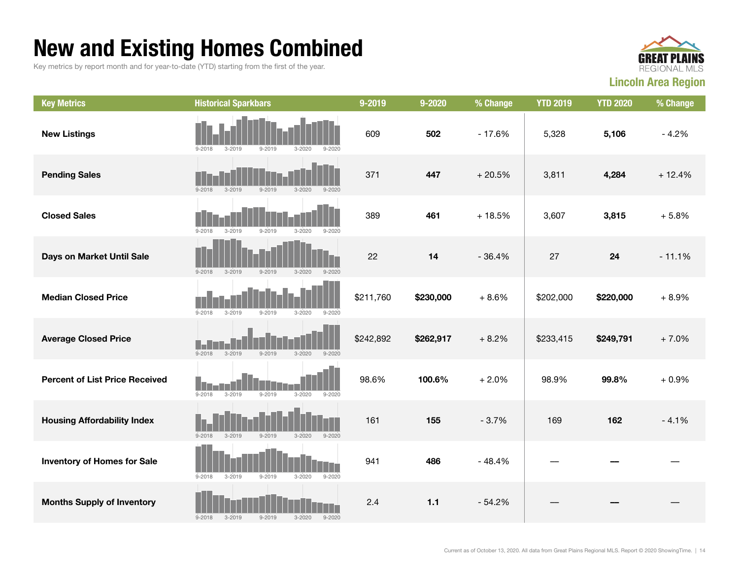# New and Existing Homes Combined

Key metrics by report month and for year-to-date (YTD) starting from the first of the year.

GREAT PLAINS REGIONAL MLS

**Lincoln Area Region**

| Key Metrics | Historical Sparkbars | 9-2019 | 9-2020 | % Change | YTD 2019 | YTD 2020 | % Change |
|---|---|---|---|---|---|---|---|
| **New Listings** | 9-2018 3-2019 9-2019 3-2020 9-2020 | 609 | **502** | - 17.6% | 5,328 | **5,106** | - 4.2% |
| **Pending Sales** | 9-2018 3-2019 9-2019 3-2020 9-2020 | 371 | **447** | + 20.5% | 3,811 | **4,284** | + 12.4% |
| **Closed Sales** | 9-2018 3-2019 9-2019 3-2020 9-2020 | 389 | **461** | + 18.5% | 3,607 | **3,815** | + 5.8% |
| **Days on Market Until Sale** | 9-2018 3-2019 9-2019 3-2020 9-2020 | 22 | **14** | - 36.4% | 27 | **24** | - 11.1% |
| **Median Closed Price** | 9-2018 3-2019 9-2019 3-2020 9-2020 | $211,760 | **$230,000** | + 8.6% | $202,000 | **$220,000** | + 8.9% |
| **Average Closed Price** | 9-2018 3-2019 9-2019 3-2020 9-2020 | $242,892 | **$262,917** | + 8.2% | $233,415 | **$249,791** | + 7.0% |
| **Percent of List Price Received** | 9-2018 3-2019 9-2019 3-2020 9-2020 | 98.6% | **100.6%** | + 2.0% | 98.9% | **99.8%** | + 0.9% |
| **Housing Affordability Index** | 9-2018 3-2019 9-2019 3-2020 9-2020 | 161 | **155** | - 3.7% | 169 | **162** | - 4.1% |
| **Inventory of Homes for Sale** | 9-2018 3-2019 9-2019 3-2020 9-2020 | 941 | **486** | - 48.4% | — | **—** | — |
| **Months Supply of Inventory** | 9-2018 3-2019 9-2019 3-2020 9-2020 | 2.4 | **1.1** | - 54.2% | — | **—** | — |

Current as of October 13, 2020. All data from Great Plains Regional MLS. Report © 2020 ShowingTime.